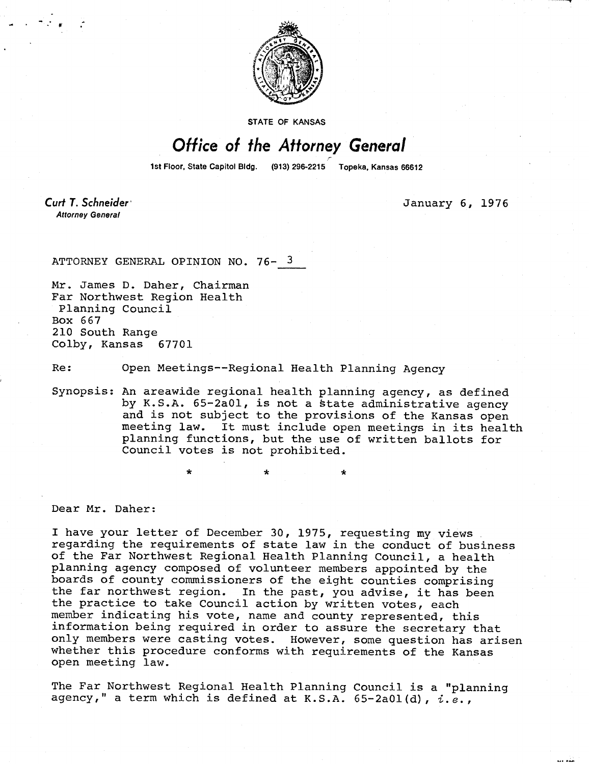STATE OF KANSAS

# Office of the Attorney General

1st Floor, State Capitol Bldg. (913) 296-2215 Topeka, Kansas 66612

**Curt T. Schneider**
*Attorney General*

January 6, 1976

ATTORNEY GENERAL OPINION NO. 76- 3

Mr. James D. Daher, Chairman
Far Northwest Region Health
Planning Council
Box 667
210 South Range
Colby, Kansas 67701

Re: Open Meetings--Regional Health Planning Agency

Synopsis: An areawide regional health planning agency, as defined by K.S.A. 65-2a01, is not a state administrative agency and is not subject to the provisions of the Kansas open meeting law. It must include open meetings in its health planning functions, but the use of written ballots for Council votes is not prohibited.

\* \* \*

Dear Mr. Daher:

I have your letter of December 30, 1975, requesting my views regarding the requirements of state law in the conduct of business of the Far Northwest Regional Health Planning Council, a health planning agency composed of volunteer members appointed by the boards of county commissioners of the eight counties comprising the far northwest region. In the past, you advise, it has been the practice to take Council action by written votes, each member indicating his vote, name and county represented, this information being required in order to assure the secretary that only members were casting votes. However, some question has arisen whether this procedure conforms with requirements of the Kansas open meeting law.

The Far Northwest Regional Health Planning Council is a "planning agency," a term which is defined at K.S.A. 65-2a01(d), *i.e.*,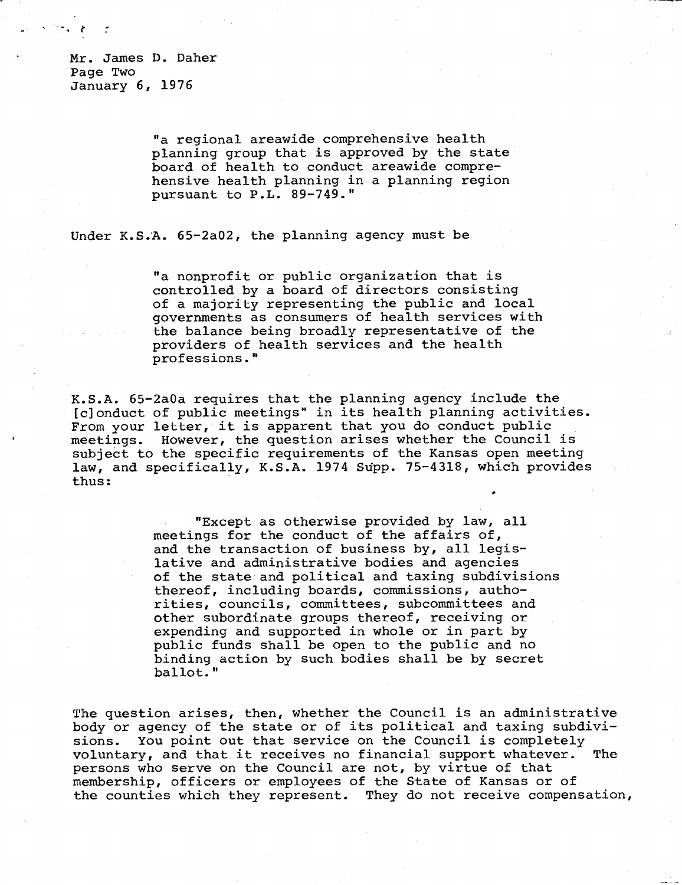Mr. James D. Daher
Page Two
January 6, 1976

> "a regional areawide comprehensive health planning group that is approved by the state board of health to conduct areawide comprehensive health planning in a planning region pursuant to P.L. 89-749."

Under K.S.A. 65-2a02, the planning agency must be

> "a nonprofit or public organization that is controlled by a board of directors consisting of a majority representing the public and local governments as consumers of health services with the balance being broadly representative of the providers of health services and the health professions."

K.S.A. 65-2a0a requires that the planning agency include the [c]onduct of public meetings" in its health planning activities. From your letter, it is apparent that you do conduct public meetings. However, the question arises whether the Council is subject to the specific requirements of the Kansas open meeting law, and specifically, K.S.A. 1974 Supp. 75-4318, which provides thus:

> "Except as otherwise provided by law, all meetings for the conduct of the affairs of, and the transaction of business by, all legislative and administrative bodies and agencies of the state and political and taxing subdivisions thereof, including boards, commissions, authorities, councils, committees, subcommittees and other subordinate groups thereof, receiving or expending and supported in whole or in part by public funds shall be open to the public and no binding action by such bodies shall be by secret ballot."

The question arises, then, whether the Council is an administrative body or agency of the state or of its political and taxing subdivisions. You point out that service on the Council is completely voluntary, and that it receives no financial support whatever. The persons who serve on the Council are not, by virtue of that membership, officers or employees of the State of Kansas or of the counties which they represent. They do not receive compensation,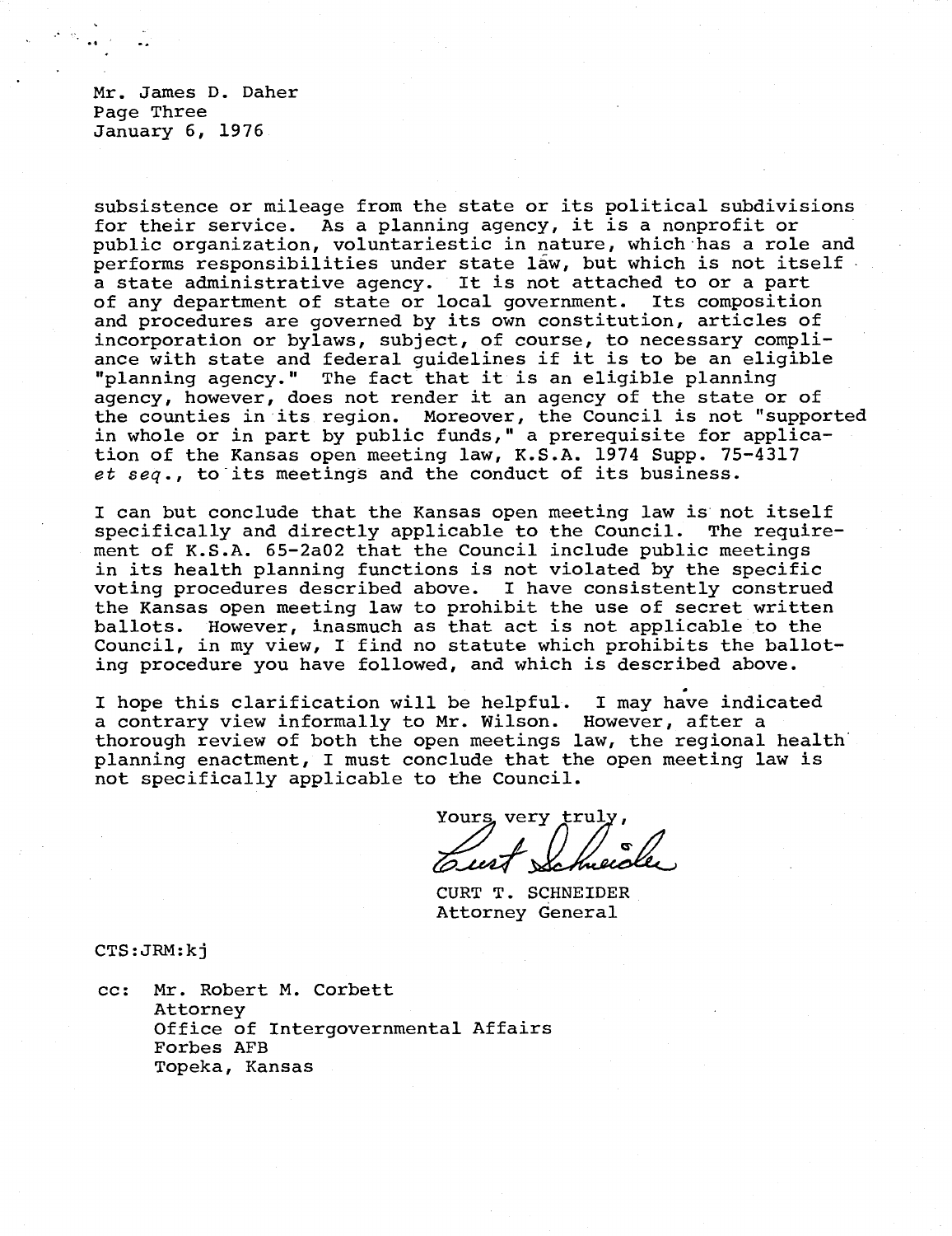Mr. James D. Daher
Page Three
January 6, 1976

subsistence or mileage from the state or its political subdivisions for their service. As a planning agency, it is a nonprofit or public organization, voluntariestic in nature, which has a role and performs responsibilities under state law, but which is not itself a state administrative agency. It is not attached to or a part of any department of state or local government. Its composition and procedures are governed by its own constitution, articles of incorporation or bylaws, subject, of course, to necessary compliance with state and federal guidelines if it is to be an eligible "planning agency." The fact that it is an eligible planning agency, however, does not render it an agency of the state or of the counties in its region. Moreover, the Council is not "supported in whole or in part by public funds," a prerequisite for application of the Kansas open meeting law, K.S.A. 1974 Supp. 75-4317 *et seq.*, to its meetings and the conduct of its business.

I can but conclude that the Kansas open meeting law is not itself specifically and directly applicable to the Council. The requirement of K.S.A. 65-2a02 that the Council include public meetings in its health planning functions is not violated by the specific voting procedures described above. I have consistently construed the Kansas open meeting law to prohibit the use of secret written ballots. However, inasmuch as that act is not applicable to the Council, in my view, I find no statute which prohibits the balloting procedure you have followed, and which is described above.

I hope this clarification will be helpful. I may have indicated a contrary view informally to Mr. Wilson. However, after a thorough review of both the open meetings law, the regional health planning enactment, I must conclude that the open meeting law is not specifically applicable to the Council.

Yours very truly,

CURT T. SCHNEIDER
Attorney General

CTS:JRM:kj

cc: Mr. Robert M. Corbett
Attorney
Office of Intergovernmental Affairs
Forbes AFB
Topeka, Kansas